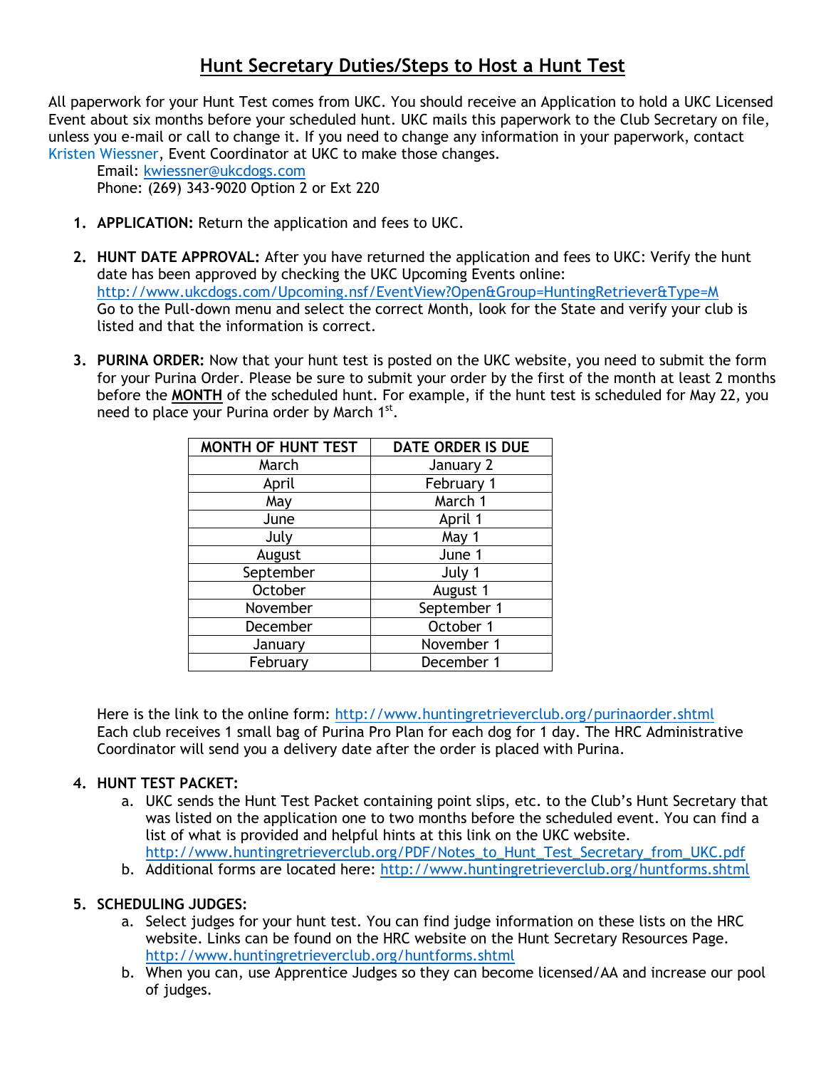# Hunt Secretary Duties/Steps to Host a Hunt Test

All paperwork for your Hunt Test comes from UKC. You should receive an Application to hold a UKC Licensed Event about six months before your scheduled hunt. UKC mails this paperwork to the Club Secretary on file, unless you e-mail or call to change it. If you need to change any information in your paperwork, contact Kristen Wiessner, Event Coordinator at UKC to make those changes.

Email: kwiessner@ukcdogs.com
Phone: (269) 343-9020 Option 2 or Ext 220

1. **APPLICATION:** Return the application and fees to UKC.

2. **HUNT DATE APPROVAL:** After you have returned the application and fees to UKC: Verify the hunt date has been approved by checking the UKC Upcoming Events online: http://www.ukcdogs.com/Upcoming.nsf/EventView?Open&Group=HuntingRetriever&Type=M Go to the Pull-down menu and select the correct Month, look for the State and verify your club is listed and that the information is correct.

3. **PURINA ORDER:** Now that your hunt test is posted on the UKC website, you need to submit the form for your Purina Order. Please be sure to submit your order by the first of the month at least 2 months before the **MONTH** of the scheduled hunt. For example, if the hunt test is scheduled for May 22, you need to place your Purina order by March 1st.

| MONTH OF HUNT TEST | DATE ORDER IS DUE |
|---|---|
| March | January 2 |
| April | February 1 |
| May | March 1 |
| June | April 1 |
| July | May 1 |
| August | June 1 |
| September | July 1 |
| October | August 1 |
| November | September 1 |
| December | October 1 |
| January | November 1 |
| February | December 1 |

   Here is the link to the online form: http://www.huntingretrieverclub.org/purinaorder.shtml
   Each club receives 1 small bag of Purina Pro Plan for each dog for 1 day. The HRC Administrative Coordinator will send you a delivery date after the order is placed with Purina.

4. **HUNT TEST PACKET:**
   a. UKC sends the Hunt Test Packet containing point slips, etc. to the Club's Hunt Secretary that was listed on the application one to two months before the scheduled event. You can find a list of what is provided and helpful hints at this link on the UKC website. http://www.huntingretrieverclub.org/PDF/Notes_to_Hunt_Test_Secretary_from_UKC.pdf
   b. Additional forms are located here: http://www.huntingretrieverclub.org/huntforms.shtml

5. **SCHEDULING JUDGES:**
   a. Select judges for your hunt test. You can find judge information on these lists on the HRC website. Links can be found on the HRC website on the Hunt Secretary Resources Page. http://www.huntingretrieverclub.org/huntforms.shtml
   b. When you can, use Apprentice Judges so they can become licensed/AA and increase our pool of judges.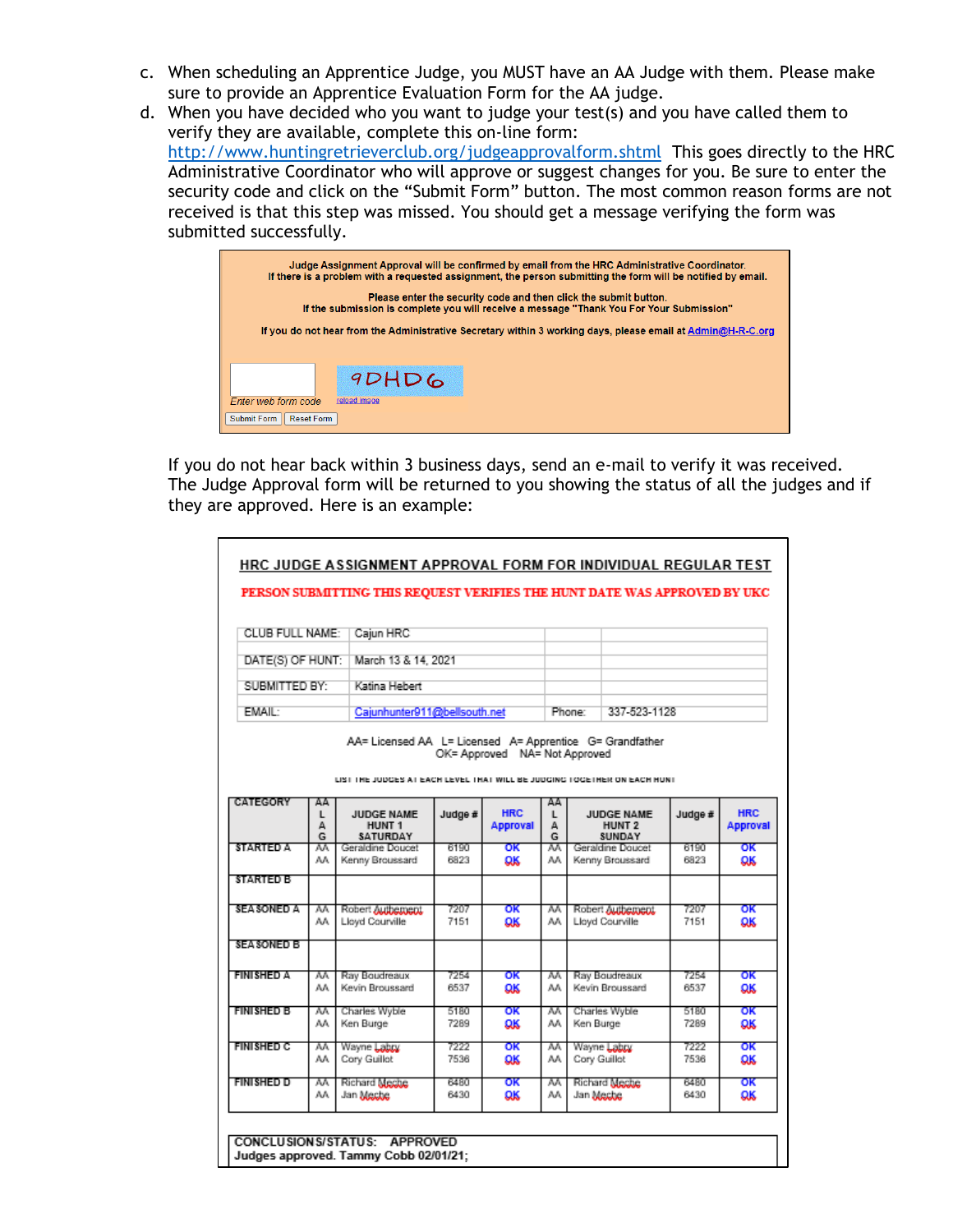c. When scheduling an Apprentice Judge, you MUST have an AA Judge with them. Please make sure to provide an Apprentice Evaluation Form for the AA judge.

d. When you have decided who you want to judge your test(s) and you have called them to verify they are available, complete this on-line form: http://www.huntingretrieverclub.org/judgeapprovalform.shtml This goes directly to the HRC Administrative Coordinator who will approve or suggest changes for you. Be sure to enter the security code and click on the "Submit Form" button. The most common reason forms are not received is that this step was missed. You should get a message verifying the form was submitted successfully.

Judge Assignment Approval will be confirmed by email from the HRC Administrative Coordinator.
If there is a problem with a requested assignment, the person submitting the form will be notified by email.

Please enter the security code and then click the submit button.
If the submission is complete you will receive a message "Thank You For Your Submission"

If you do not hear from the Administrative Secretary within 3 working days, please email at Admin@H-R-C.org

9DHD6

Enter web form code — reload image

Submit Form | Reset Form

If you do not hear back within 3 business days, send an e-mail to verify it was received. The Judge Approval form will be returned to you showing the status of all the judges and if they are approved. Here is an example:

**HRC JUDGE ASSIGNMENT APPROVAL FORM FOR INDIVIDUAL REGULAR TEST**

**PERSON SUBMITTING THIS REQUEST VERIFIES THE HUNT DATE WAS APPROVED BY UKC**

| | | | |
|---|---|---|---|
| CLUB FULL NAME: | Cajun HRC | | |
| DATE(S) OF HUNT: | March 13 & 14, 2021 | | |
| SUBMITTED BY: | Katina Hebert | | |
| EMAIL: | Cajunhunter911@bellsouth.net | Phone: | 337-523-1128 |

AA= Licensed AA L= Licensed A= Apprentice G= Grandfather
OK= Approved NA= Not Approved

LIST THE JUDGES AT EACH LEVEL THAT WILL BE JUDGING TOGETHER ON EACH HUNT

| CATEGORY | AA L A G | JUDGE NAME HUNT 1 SATURDAY | Judge # | HRC Approval | AA L A G | JUDGE NAME HUNT 2 SUNDAY | Judge # | HRC Approval |
|---|---|---|---|---|---|---|---|---|
| STARTED A | AA<br>AA | Geraldine Doucet<br>Kenny Broussard | 6190<br>6823 | OK<br>OK | AA<br>AA | Geraldine Doucet<br>Kenny Broussard | 6190<br>6823 | OK<br>OK |
| STARTED B | | | | | | | | |
| SEASONED A | AA<br>AA | Robert Aubement<br>Lloyd Courville | 7207<br>7151 | OK<br>OK | AA<br>AA | Robert Aubement<br>Lloyd Courville | 7207<br>7151 | OK<br>OK |
| SEASONED B | | | | | | | | |
| FINISHED A | AA<br>AA | Ray Boudreaux<br>Kevin Broussard | 7254<br>6537 | OK<br>OK | AA<br>AA | Ray Boudreaux<br>Kevin Broussard | 7254<br>6537 | OK<br>OK |
| FINISHED B | AA<br>AA | Charles Wyble<br>Ken Burge | 5180<br>7289 | OK<br>OK | AA<br>AA | Charles Wyble<br>Ken Burge | 5180<br>7289 | OK<br>OK |
| FINISHED C | AA<br>AA | Wayne Labry<br>Cory Guillot | 7222<br>7536 | OK<br>OK | AA<br>AA | Wayne Labry<br>Cory Guillot | 7222<br>7536 | OK<br>OK |
| FINISHED D | AA<br>AA | Richard Meche<br>Jan Meche | 6480<br>6430 | OK<br>OK | AA<br>AA | Richard Meche<br>Jan Meche | 6480<br>6430 | OK<br>OK |

**CONCLUSIONS/STATUS: APPROVED**
Judges approved. Tammy Cobb 02/01/21;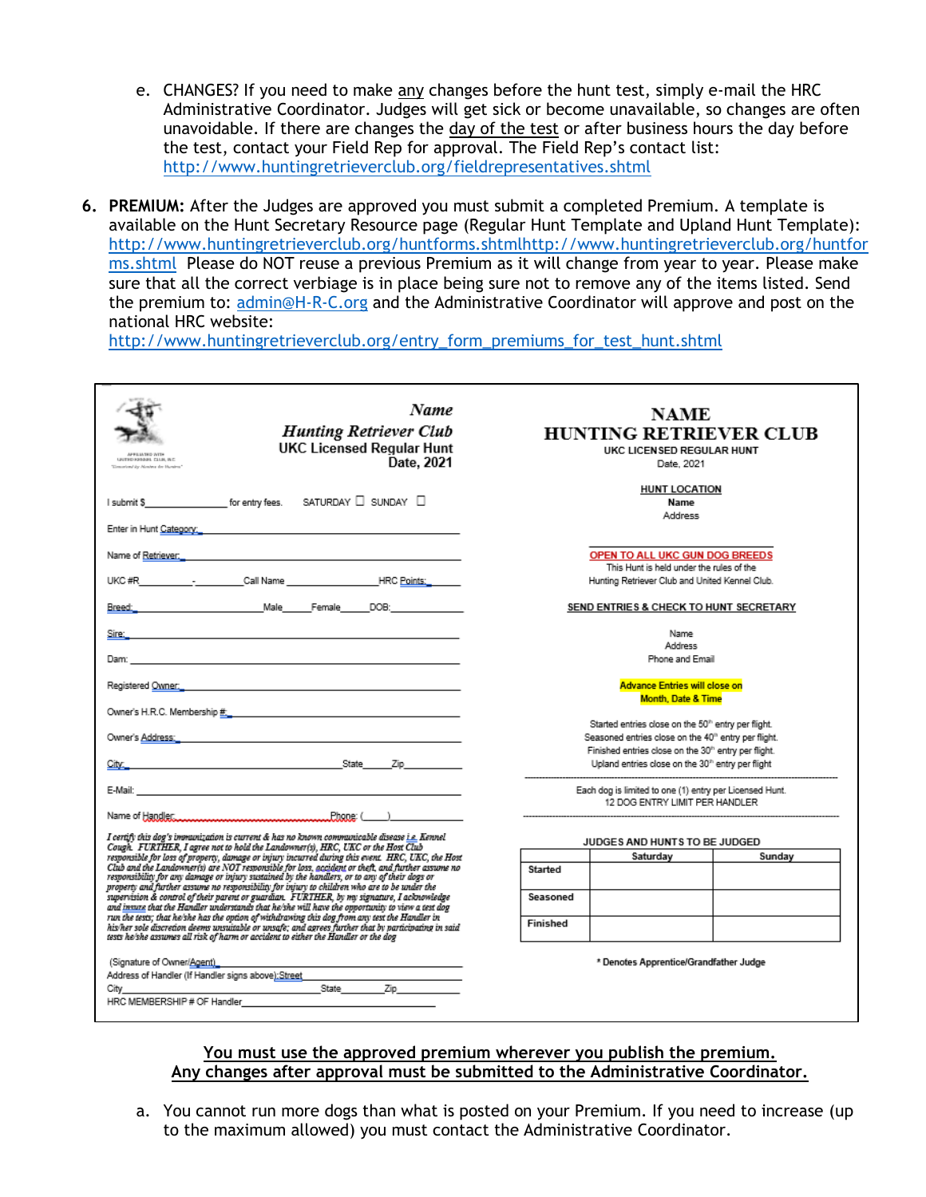e. CHANGES? If you need to make <u>any</u> changes before the hunt test, simply e-mail the HRC Administrative Coordinator. Judges will get sick or become unavailable, so changes are often unavoidable. If there are changes the <u>day of the test</u> or after business hours the day before the test, contact your Field Rep for approval. The Field Rep's contact list: http://www.huntingretrieverclub.org/fieldrepresentatives.shtml

6. **PREMIUM:** After the Judges are approved you must submit a completed Premium. A template is available on the Hunt Secretary Resource page (Regular Hunt Template and Upland Hunt Template): http://www.huntingretrieverclub.org/huntforms.shtmlhttp://www.huntingretrieverclub.org/huntforms.shtml Please do NOT reuse a previous Premium as it will change from year to year. Please make sure that all the correct verbiage is in place being sure not to remove any of the items listed. Send the premium to: admin@H-R-C.org and the Administrative Coordinator will approve and post on the national HRC website: http://www.huntingretrieverclub.org/entry_form_premiums_for_test_hunt.shtml

---

AFFILIATED WITH UNITED KENNEL CLUB, INC
"Conceived by Hunters for Hunters"

*Name*
***Hunting Retriever Club***
UKC Licensed Regular Hunt
Date, 2021

I submit $______________ for entry fees.   SATURDAY ☐   SUNDAY ☐

Enter in Hunt Category:______________________________

Name of Retriever:______________________________

UKC #R__________-________Call Name ______________HRC Points:______

Breed:________________________Male_____Female_____DOB:__________

Sire:______________________________

Dam:______________________________

Registered Owner:______________________________

Owner's H.R.C. Membership #:______________________________

Owner's Address:______________________________

City:________________________________State_____Zip__________

E-Mail:______________________________

Name of Handler:______________________________Phone: (____)__________

*I certify this dog's immunization is current & has no known communicable disease i.e. Kennel Cough. FURTHER, I agree not to hold the Landowner(s), HRC, UKC or the Host Club responsible for loss of property, damage or injury incurred during this event. HRC, UKC, the Host Club and the Landowner(s) are NOT responsible for loss, accident or theft, and further assume no responsibility for any damage or injury sustained by the handlers, or to any of their dogs or property and further assume no responsibility for injury to children who are to be under the supervision & control of their parent or guardian. FURTHER, by my signature, I acknowledge and insure that the Handler understands that he/she will have the opportunity to view a test dog run the tests; that he/she has the option of withdrawing this dog from any test the Handler in his/her sole discretion deems unsuitable or unsafe; and agrees further that by participating in said tests he/she assumes all risk of harm or accident to either the Handler or the dog*

(Signature of Owner/Agent)______________________________
Address of Handler (If Handler signs above):Street______________________________
City________________________________State__________Zip__________
HRC MEMBERSHIP # OF Handler______________________________

**NAME**
**HUNTING RETRIEVER CLUB**
UKC LICENSED REGULAR HUNT
Date, 2021

<u>**HUNT LOCATION**</u>
**Name**
Address

<u>**OPEN TO ALL UKC GUN DOG BREEDS**</u>
This Hunt is held under the rules of the Hunting Retriever Club and United Kennel Club.

<u>**SEND ENTRIES & CHECK TO HUNT SECRETARY**</u>

Name
Address
Phone and Email

**Advance Entries will close on Month, Date & Time**

Started entries close on the 50th entry per flight.
Seasoned entries close on the 40th entry per flight.
Finished entries close on the 30th entry per flight.
Upland entries close on the 30th entry per flight

Each dog is limited to one (1) entry per Licensed Hunt.
12 DOG ENTRY LIMIT PER HANDLER

**JUDGES AND HUNTS TO BE JUDGED**

| | Saturday | Sunday |
|---|---|---|
| Started | | |
| Seasoned | | |
| Finished | | |

\* Denotes Apprentice/Grandfather Judge

---

<u>**You must use the approved premium wherever you publish the premium.**</u>
<u>**Any changes after approval must be submitted to the Administrative Coordinator.**</u>

a. You cannot run more dogs than what is posted on your Premium. If you need to increase (up to the maximum allowed) you must contact the Administrative Coordinator.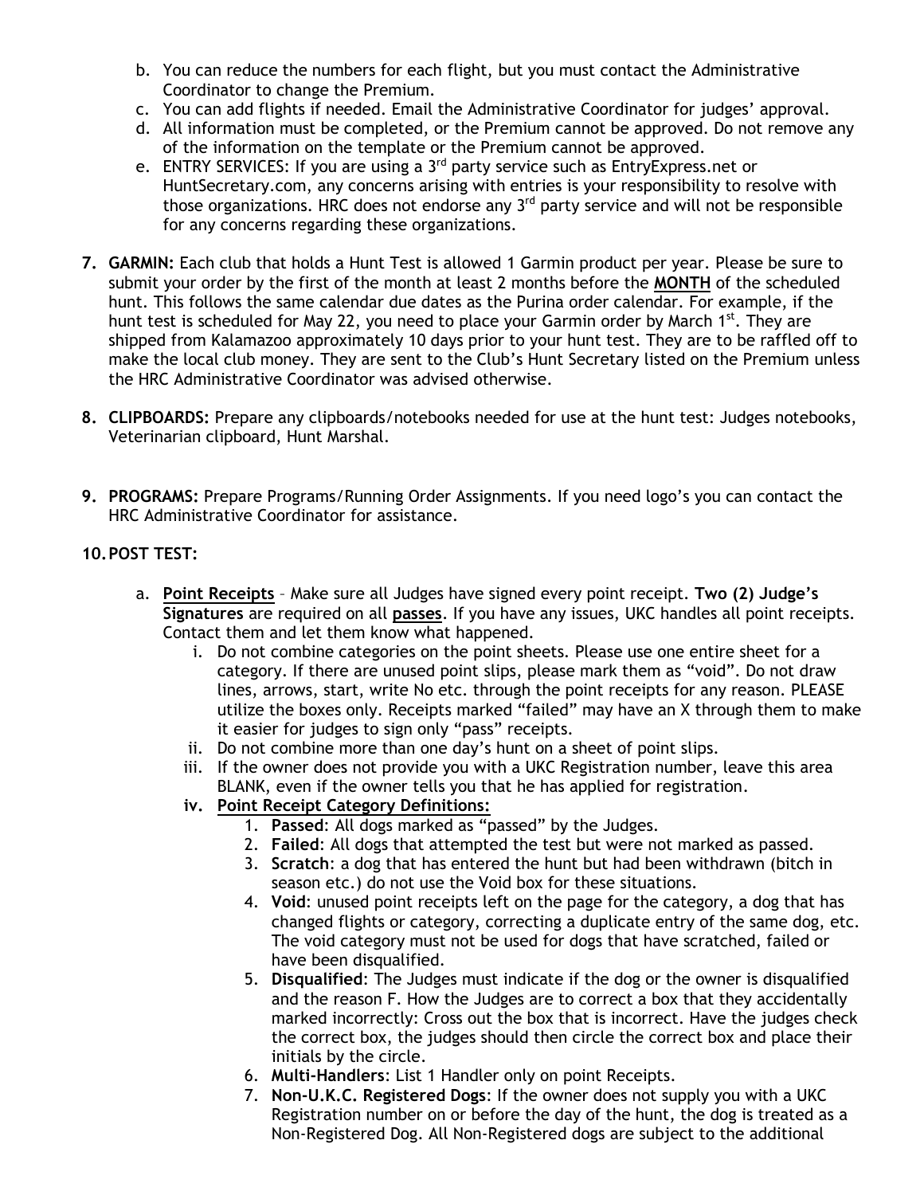b. You can reduce the numbers for each flight, but you must contact the Administrative Coordinator to change the Premium.
c. You can add flights if needed. Email the Administrative Coordinator for judges' approval.
d. All information must be completed, or the Premium cannot be approved. Do not remove any of the information on the template or the Premium cannot be approved.
e. ENTRY SERVICES: If you are using a 3rd party service such as EntryExpress.net or HuntSecretary.com, any concerns arising with entries is your responsibility to resolve with those organizations. HRC does not endorse any 3rd party service and will not be responsible for any concerns regarding these organizations.

7. **GARMIN:** Each club that holds a Hunt Test is allowed 1 Garmin product per year. Please be sure to submit your order by the first of the month at least 2 months before the **MONTH** of the scheduled hunt. This follows the same calendar due dates as the Purina order calendar. For example, if the hunt test is scheduled for May 22, you need to place your Garmin order by March 1st. They are shipped from Kalamazoo approximately 10 days prior to your hunt test. They are to be raffled off to make the local club money. They are sent to the Club's Hunt Secretary listed on the Premium unless the HRC Administrative Coordinator was advised otherwise.

8. **CLIPBOARDS:** Prepare any clipboards/notebooks needed for use at the hunt test: Judges notebooks, Veterinarian clipboard, Hunt Marshal.

9. **PROGRAMS:** Prepare Programs/Running Order Assignments. If you need logo's you can contact the HRC Administrative Coordinator for assistance.

10. **POST TEST:**

    a. **Point Receipts** – Make sure all Judges have signed every point receipt. **Two (2) Judge's Signatures** are required on all **passes**. If you have any issues, UKC handles all point receipts. Contact them and let them know what happened.
        i. Do not combine categories on the point sheets. Please use one entire sheet for a category. If there are unused point slips, please mark them as "void". Do not draw lines, arrows, start, write No etc. through the point receipts for any reason. PLEASE utilize the boxes only. Receipts marked "failed" may have an X through them to make it easier for judges to sign only "pass" receipts.
        ii. Do not combine more than one day's hunt on a sheet of point slips.
        iii. If the owner does not provide you with a UKC Registration number, leave this area BLANK, even if the owner tells you that he has applied for registration.
        iv. **Point Receipt Category Definitions:**
            1. **Passed**: All dogs marked as "passed" by the Judges.
            2. **Failed**: All dogs that attempted the test but were not marked as passed.
            3. **Scratch**: a dog that has entered the hunt but had been withdrawn (bitch in season etc.) do not use the Void box for these situations.
            4. **Void**: unused point receipts left on the page for the category, a dog that has changed flights or category, correcting a duplicate entry of the same dog, etc. The void category must not be used for dogs that have scratched, failed or have been disqualified.
            5. **Disqualified**: The Judges must indicate if the dog or the owner is disqualified and the reason F. How the Judges are to correct a box that they accidentally marked incorrectly: Cross out the box that is incorrect. Have the judges check the correct box, the judges should then circle the correct box and place their initials by the circle.
            6. **Multi-Handlers**: List 1 Handler only on point Receipts.
            7. **Non-U.K.C. Registered Dogs**: If the owner does not supply you with a UKC Registration number on or before the day of the hunt, the dog is treated as a Non-Registered Dog. All Non-Registered dogs are subject to the additional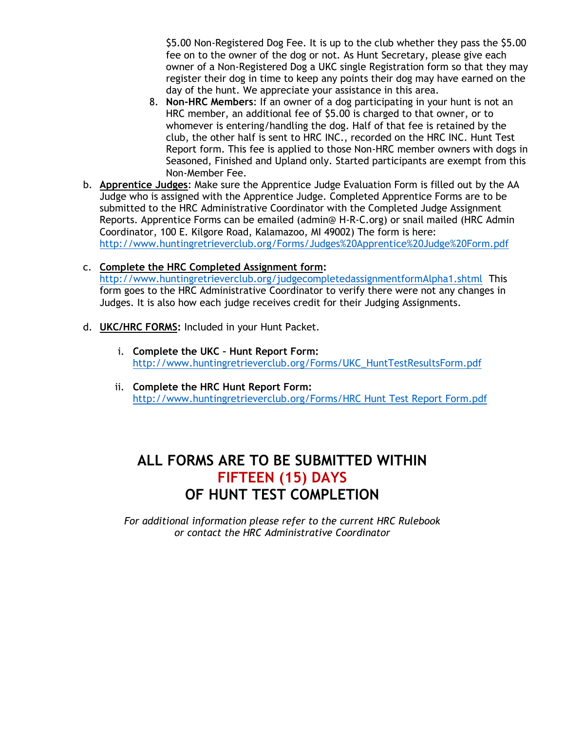$5.00 Non-Registered Dog Fee. It is up to the club whether they pass the $5.00 fee on to the owner of the dog or not. As Hunt Secretary, please give each owner of a Non-Registered Dog a UKC single Registration form so that they may register their dog in time to keep any points their dog may have earned on the day of the hunt. We appreciate your assistance in this area.

8. **Non-HRC Members**: If an owner of a dog participating in your hunt is not an HRC member, an additional fee of $5.00 is charged to that owner, or to whomever is entering/handling the dog. Half of that fee is retained by the club, the other half is sent to HRC INC., recorded on the HRC INC. Hunt Test Report form. This fee is applied to those Non-HRC member owners with dogs in Seasoned, Finished and Upland only. Started participants are exempt from this Non-Member Fee.

b. **Apprentice Judges**: Make sure the Apprentice Judge Evaluation Form is filled out by the AA Judge who is assigned with the Apprentice Judge. Completed Apprentice Forms are to be submitted to the HRC Administrative Coordinator with the Completed Judge Assignment Reports. Apprentice Forms can be emailed (admin@ H-R-C.org) or snail mailed (HRC Admin Coordinator, 100 E. Kilgore Road, Kalamazoo, MI 49002) The form is here: http://www.huntingretrieverclub.org/Forms/Judges%20Apprentice%20Judge%20Form.pdf

c. **Complete the HRC Completed Assignment form:** http://www.huntingretrieverclub.org/judgecompletedassignmentformAlpha1.shtml This form goes to the HRC Administrative Coordinator to verify there were not any changes in Judges. It is also how each judge receives credit for their Judging Assignments.

d. **UKC/HRC FORMS:** Included in your Hunt Packet.

   i. **Complete the UKC – Hunt Report Form:** http://www.huntingretrieverclub.org/Forms/UKC_HuntTestResultsForm.pdf

   ii. **Complete the HRC Hunt Report Form:** http://www.huntingretrieverclub.org/Forms/HRC Hunt Test Report Form.pdf

## ALL FORMS ARE TO BE SUBMITTED WITHIN FIFTEEN (15) DAYS OF HUNT TEST COMPLETION

*For additional information please refer to the current HRC Rulebook or contact the HRC Administrative Coordinator*